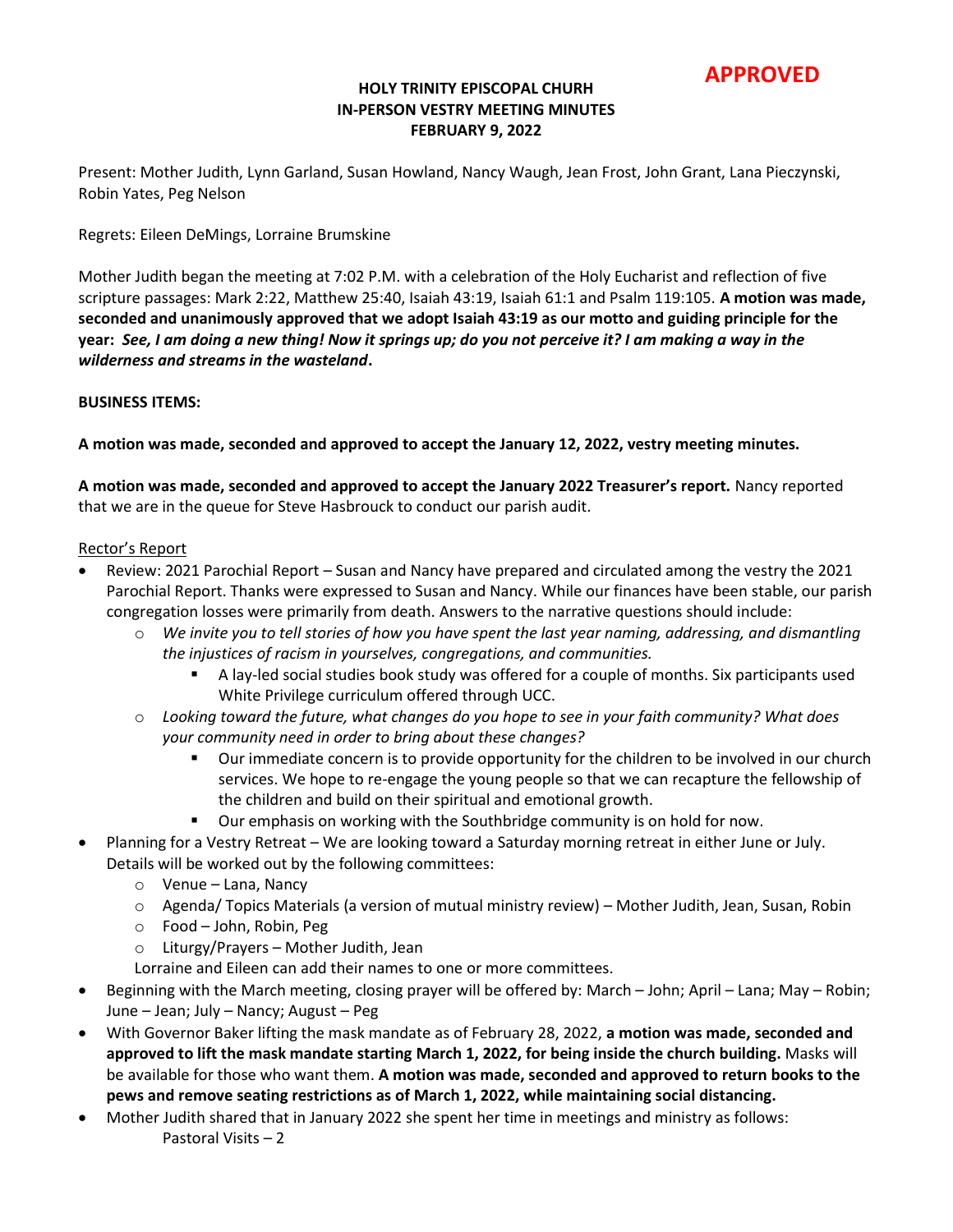**APPROVED**

# HOLY TRINITY EPISCOPAL CHURH
## IN-PERSON VESTRY MEETING MINUTES
## FEBRUARY 9, 2022

Present: Mother Judith, Lynn Garland, Susan Howland, Nancy Waugh, Jean Frost, John Grant, Lana Pieczynski, Robin Yates, Peg Nelson

Regrets: Eileen DeMings, Lorraine Brumskine

Mother Judith began the meeting at 7:02 P.M. with a celebration of the Holy Eucharist and reflection of five scripture passages: Mark 2:22, Matthew 25:40, Isaiah 43:19, Isaiah 61:1 and Psalm 119:105. **A motion was made, seconded and unanimously approved that we adopt Isaiah 43:19 as our motto and guiding principle for the year:** ***See, I am doing a new thing! Now it springs up; do you not perceive it? I am making a way in the wilderness and streams in the wasteland*****.**

**BUSINESS ITEMS:**

**A motion was made, seconded and approved to accept the January 12, 2022, vestry meeting minutes.**

**A motion was made, seconded and approved to accept the January 2022 Treasurer's report.** Nancy reported that we are in the queue for Steve Hasbrouck to conduct our parish audit.

Rector's Report

- Review: 2021 Parochial Report – Susan and Nancy have prepared and circulated among the vestry the 2021 Parochial Report. Thanks were expressed to Susan and Nancy. While our finances have been stable, our parish congregation losses were primarily from death. Answers to the narrative questions should include:
  - *We invite you to tell stories of how you have spent the last year naming, addressing, and dismantling the injustices of racism in yourselves, congregations, and communities.*
    - A lay-led social studies book study was offered for a couple of months. Six participants used White Privilege curriculum offered through UCC.
  - *Looking toward the future, what changes do you hope to see in your faith community? What does your community need in order to bring about these changes?*
    - Our immediate concern is to provide opportunity for the children to be involved in our church services. We hope to re-engage the young people so that we can recapture the fellowship of the children and build on their spiritual and emotional growth.
    - Our emphasis on working with the Southbridge community is on hold for now.
- Planning for a Vestry Retreat – We are looking toward a Saturday morning retreat in either June or July. Details will be worked out by the following committees:
  - Venue – Lana, Nancy
  - Agenda/ Topics Materials (a version of mutual ministry review) – Mother Judith, Jean, Susan, Robin
  - Food – John, Robin, Peg
  - Liturgy/Prayers – Mother Judith, Jean

  Lorraine and Eileen can add their names to one or more committees.
- Beginning with the March meeting, closing prayer will be offered by: March – John; April – Lana; May – Robin; June – Jean; July – Nancy; August – Peg
- With Governor Baker lifting the mask mandate as of February 28, 2022, **a motion was made, seconded and approved to lift the mask mandate starting March 1, 2022, for being inside the church building.** Masks will be available for those who want them. **A motion was made, seconded and approved to return books to the pews and remove seating restrictions as of March 1, 2022, while maintaining social distancing.**
- Mother Judith shared that in January 2022 she spent her time in meetings and ministry as follows:

  Pastoral Visits – 2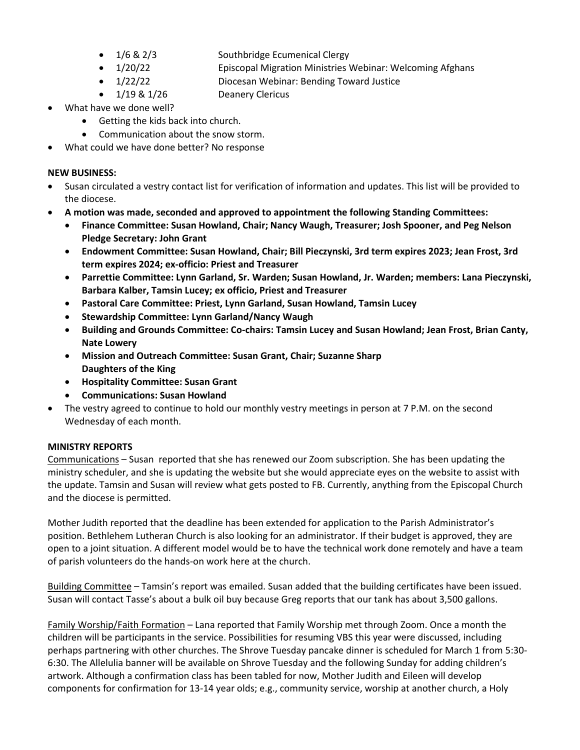- 1/6 & 2/3 Southbridge Ecumenical Clergy
- 1/20/22 Episcopal Migration Ministries Webinar: Welcoming Afghans
- 1/22/22 Diocesan Webinar: Bending Toward Justice
- 1/19 & 1/26 Deanery Clericus

- What have we done well?
  - Getting the kids back into church.
  - Communication about the snow storm.
- What could we have done better? No response

**NEW BUSINESS:**

- Susan circulated a vestry contact list for verification of information and updates. This list will be provided to the diocese.
- **A motion was made, seconded and approved to appointment the following Standing Committees:**
  - **Finance Committee: Susan Howland, Chair; Nancy Waugh, Treasurer; Josh Spooner, and Peg Nelson Pledge Secretary: John Grant**
  - **Endowment Committee: Susan Howland, Chair; Bill Pieczynski, 3rd term expires 2023; Jean Frost, 3rd term expires 2024; ex-officio: Priest and Treasurer**
  - **Parrettie Committee: Lynn Garland, Sr. Warden; Susan Howland, Jr. Warden; members: Lana Pieczynski, Barbara Kalber, Tamsin Lucey; ex officio, Priest and Treasurer**
  - **Pastoral Care Committee: Priest, Lynn Garland, Susan Howland, Tamsin Lucey**
  - **Stewardship Committee: Lynn Garland/Nancy Waugh**
  - **Building and Grounds Committee: Co-chairs: Tamsin Lucey and Susan Howland; Jean Frost, Brian Canty, Nate Lowery**
  - **Mission and Outreach Committee: Susan Grant, Chair; Suzanne Sharp**
    **Daughters of the King**
  - **Hospitality Committee: Susan Grant**
  - **Communications: Susan Howland**
- The vestry agreed to continue to hold our monthly vestry meetings in person at 7 P.M. on the second Wednesday of each month.

**MINISTRY REPORTS**

Communications – Susan reported that she has renewed our Zoom subscription. She has been updating the ministry scheduler, and she is updating the website but she would appreciate eyes on the website to assist with the update. Tamsin and Susan will review what gets posted to FB. Currently, anything from the Episcopal Church and the diocese is permitted.

Mother Judith reported that the deadline has been extended for application to the Parish Administrator's position. Bethlehem Lutheran Church is also looking for an administrator. If their budget is approved, they are open to a joint situation. A different model would be to have the technical work done remotely and have a team of parish volunteers do the hands-on work here at the church.

Building Committee – Tamsin's report was emailed. Susan added that the building certificates have been issued. Susan will contact Tasse's about a bulk oil buy because Greg reports that our tank has about 3,500 gallons.

Family Worship/Faith Formation – Lana reported that Family Worship met through Zoom. Once a month the children will be participants in the service. Possibilities for resuming VBS this year were discussed, including perhaps partnering with other churches. The Shrove Tuesday pancake dinner is scheduled for March 1 from 5:30-6:30. The Allelulia banner will be available on Shrove Tuesday and the following Sunday for adding children's artwork. Although a confirmation class has been tabled for now, Mother Judith and Eileen will develop components for confirmation for 13-14 year olds; e.g., community service, worship at another church, a Holy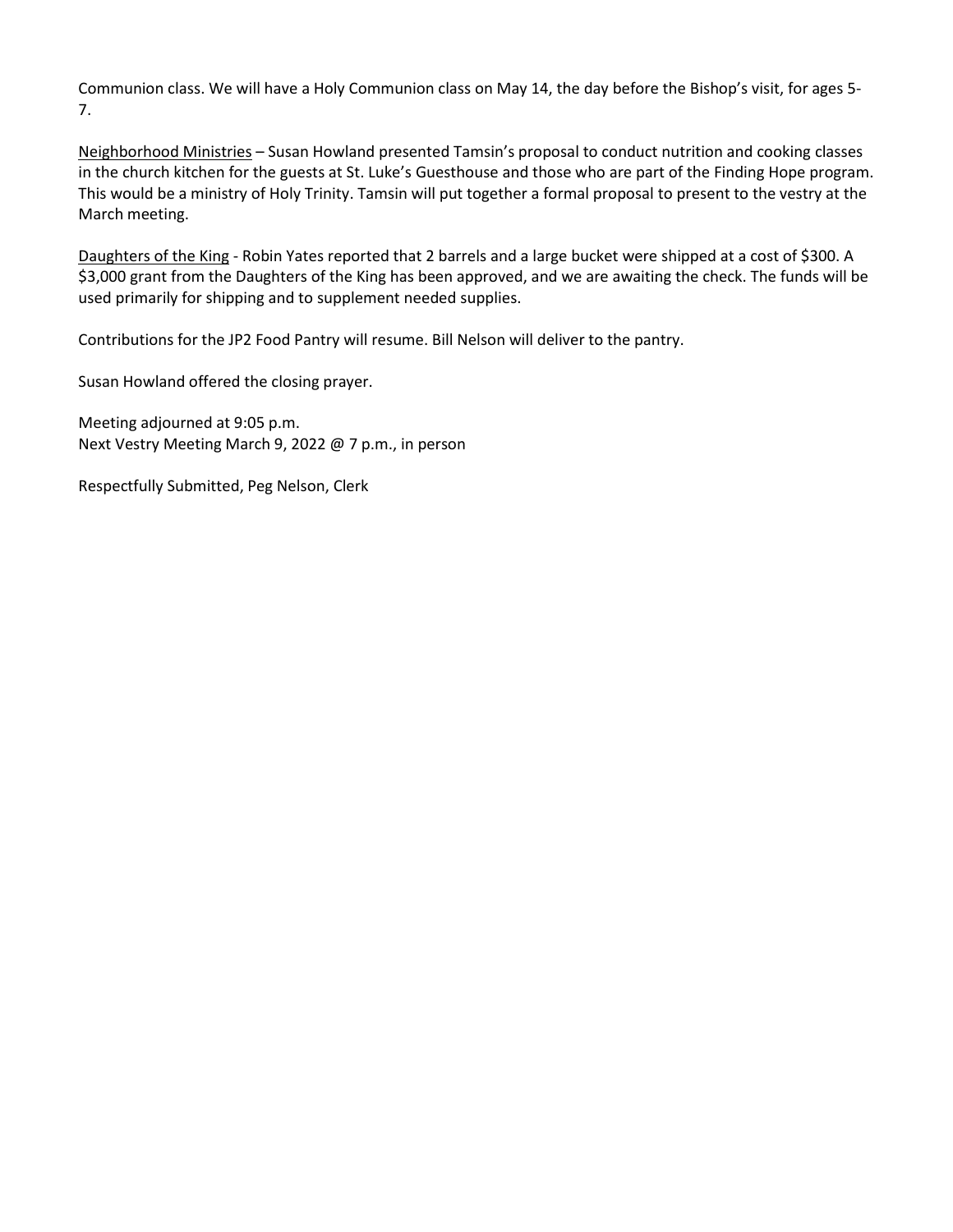Communion class. We will have a Holy Communion class on May 14, the day before the Bishop's visit, for ages 5-7.

Neighborhood Ministries – Susan Howland presented Tamsin's proposal to conduct nutrition and cooking classes in the church kitchen for the guests at St. Luke's Guesthouse and those who are part of the Finding Hope program. This would be a ministry of Holy Trinity. Tamsin will put together a formal proposal to present to the vestry at the March meeting.

Daughters of the King - Robin Yates reported that 2 barrels and a large bucket were shipped at a cost of $300. A $3,000 grant from the Daughters of the King has been approved, and we are awaiting the check. The funds will be used primarily for shipping and to supplement needed supplies.

Contributions for the JP2 Food Pantry will resume. Bill Nelson will deliver to the pantry.

Susan Howland offered the closing prayer.

Meeting adjourned at 9:05 p.m.
Next Vestry Meeting March 9, 2022 @ 7 p.m., in person

Respectfully Submitted, Peg Nelson, Clerk